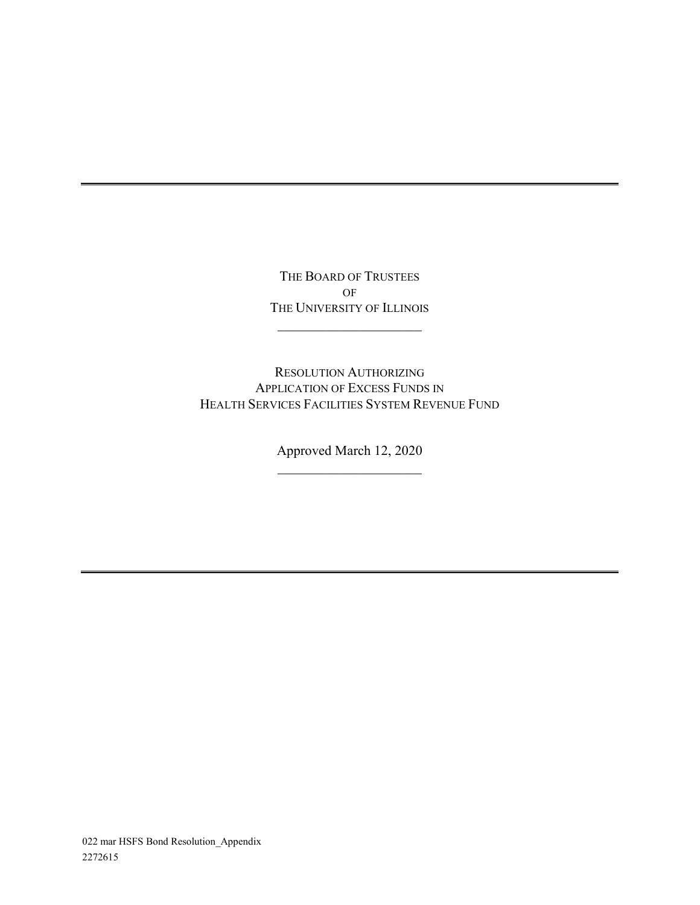# THE BOARD OF TRUSTEES OF THE UNIVERSITY OF ILLINOIS

---

## RESOLUTION AUTHORIZING APPLICATION OF EXCESS FUNDS IN HEALTH SERVICES FACILITIES SYSTEM REVENUE FUND

Approved March 12, 2020

---

022 mar HSFS Bond Resolution_Appendix
2272615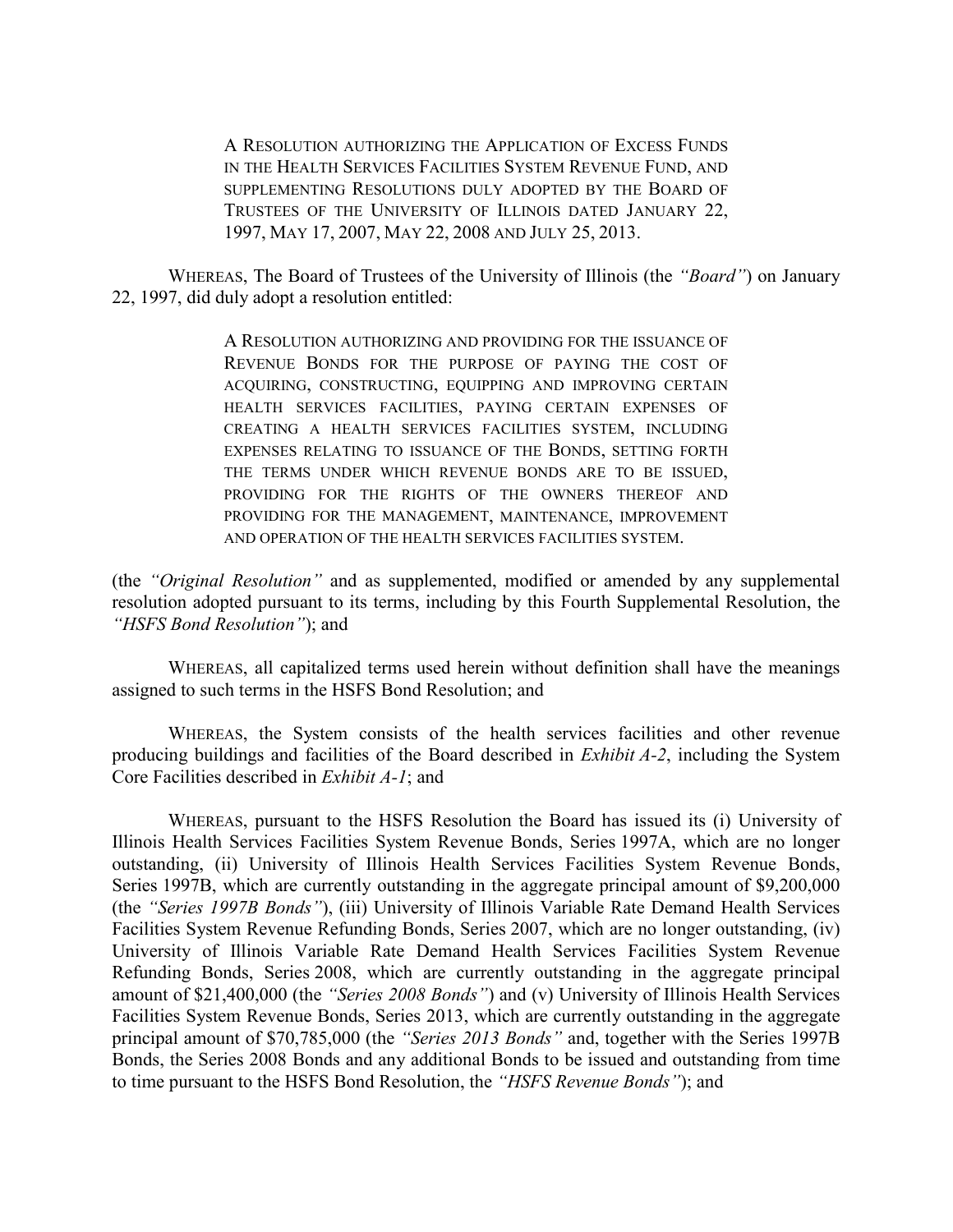A RESOLUTION AUTHORIZING THE APPLICATION OF EXCESS FUNDS IN THE HEALTH SERVICES FACILITIES SYSTEM REVENUE FUND, AND SUPPLEMENTING RESOLUTIONS DULY ADOPTED BY THE BOARD OF TRUSTEES OF THE UNIVERSITY OF ILLINOIS DATED JANUARY 22, 1997, MAY 17, 2007, MAY 22, 2008 AND JULY 25, 2013.

WHEREAS, The Board of Trustees of the University of Illinois (the *"Board"*) on January 22, 1997, did duly adopt a resolution entitled:

> A RESOLUTION AUTHORIZING AND PROVIDING FOR THE ISSUANCE OF REVENUE BONDS FOR THE PURPOSE OF PAYING THE COST OF ACQUIRING, CONSTRUCTING, EQUIPPING AND IMPROVING CERTAIN HEALTH SERVICES FACILITIES, PAYING CERTAIN EXPENSES OF CREATING A HEALTH SERVICES FACILITIES SYSTEM, INCLUDING EXPENSES RELATING TO ISSUANCE OF THE BONDS, SETTING FORTH THE TERMS UNDER WHICH REVENUE BONDS ARE TO BE ISSUED, PROVIDING FOR THE RIGHTS OF THE OWNERS THEREOF AND PROVIDING FOR THE MANAGEMENT, MAINTENANCE, IMPROVEMENT AND OPERATION OF THE HEALTH SERVICES FACILITIES SYSTEM.

(the *"Original Resolution"* and as supplemented, modified or amended by any supplemental resolution adopted pursuant to its terms, including by this Fourth Supplemental Resolution, the *"HSFS Bond Resolution"*); and

WHEREAS, all capitalized terms used herein without definition shall have the meanings assigned to such terms in the HSFS Bond Resolution; and

WHEREAS, the System consists of the health services facilities and other revenue producing buildings and facilities of the Board described in *Exhibit A-2*, including the System Core Facilities described in *Exhibit A-1*; and

WHEREAS, pursuant to the HSFS Resolution the Board has issued its (i) University of Illinois Health Services Facilities System Revenue Bonds, Series 1997A, which are no longer outstanding, (ii) University of Illinois Health Services Facilities System Revenue Bonds, Series 1997B, which are currently outstanding in the aggregate principal amount of $9,200,000 (the *"Series 1997B Bonds"*), (iii) University of Illinois Variable Rate Demand Health Services Facilities System Revenue Refunding Bonds, Series 2007, which are no longer outstanding, (iv) University of Illinois Variable Rate Demand Health Services Facilities System Revenue Refunding Bonds, Series 2008, which are currently outstanding in the aggregate principal amount of $21,400,000 (the *"Series 2008 Bonds"*) and (v) University of Illinois Health Services Facilities System Revenue Bonds, Series 2013, which are currently outstanding in the aggregate principal amount of $70,785,000 (the *"Series 2013 Bonds"* and, together with the Series 1997B Bonds, the Series 2008 Bonds and any additional Bonds to be issued and outstanding from time to time pursuant to the HSFS Bond Resolution, the *"HSFS Revenue Bonds"*); and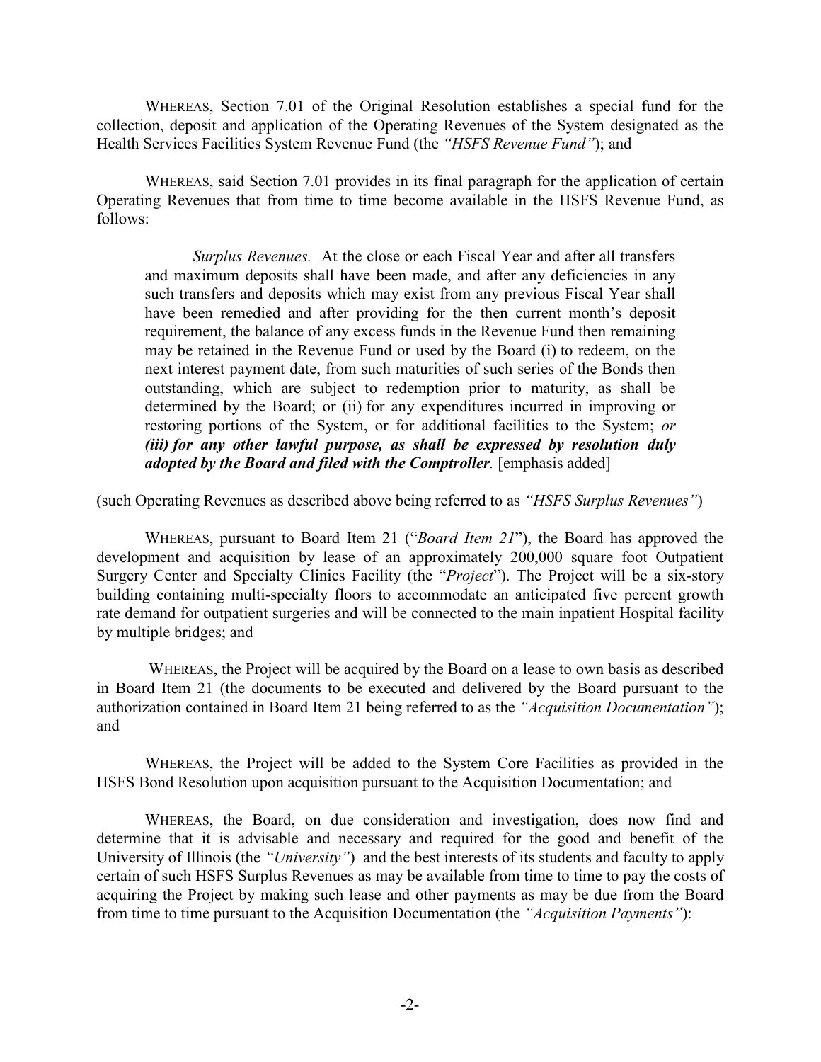WHEREAS, Section 7.01 of the Original Resolution establishes a special fund for the collection, deposit and application of the Operating Revenues of the System designated as the Health Services Facilities System Revenue Fund (the *"HSFS Revenue Fund"*); and

WHEREAS, said Section 7.01 provides in its final paragraph for the application of certain Operating Revenues that from time to time become available in the HSFS Revenue Fund, as follows:

> *Surplus Revenues.* At the close or each Fiscal Year and after all transfers and maximum deposits shall have been made, and after any deficiencies in any such transfers and deposits which may exist from any previous Fiscal Year shall have been remedied and after providing for the then current month's deposit requirement, the balance of any excess funds in the Revenue Fund then remaining may be retained in the Revenue Fund or used by the Board (i) to redeem, on the next interest payment date, from such maturities of such series of the Bonds then outstanding, which are subject to redemption prior to maturity, as shall be determined by the Board; or (ii) for any expenditures incurred in improving or restoring portions of the System, or for additional facilities to the System; *or **(iii) for any other lawful purpose, as shall be expressed by resolution duly adopted by the Board and filed with the Comptroller**.* [emphasis added]

(such Operating Revenues as described above being referred to as *"HSFS Surplus Revenues"*)

WHEREAS, pursuant to Board Item 21 ("*Board Item 21*"), the Board has approved the development and acquisition by lease of an approximately 200,000 square foot Outpatient Surgery Center and Specialty Clinics Facility (the "*Project*"). The Project will be a six-story building containing multi-specialty floors to accommodate an anticipated five percent growth rate demand for outpatient surgeries and will be connected to the main inpatient Hospital facility by multiple bridges; and

WHEREAS, the Project will be acquired by the Board on a lease to own basis as described in Board Item 21 (the documents to be executed and delivered by the Board pursuant to the authorization contained in Board Item 21 being referred to as the *"Acquisition Documentation"*); and

WHEREAS, the Project will be added to the System Core Facilities as provided in the HSFS Bond Resolution upon acquisition pursuant to the Acquisition Documentation; and

WHEREAS, the Board, on due consideration and investigation, does now find and determine that it is advisable and necessary and required for the good and benefit of the University of Illinois (the *"University"*) and the best interests of its students and faculty to apply certain of such HSFS Surplus Revenues as may be available from time to time to pay the costs of acquiring the Project by making such lease and other payments as may be due from the Board from time to time pursuant to the Acquisition Documentation (the *"Acquisition Payments"*):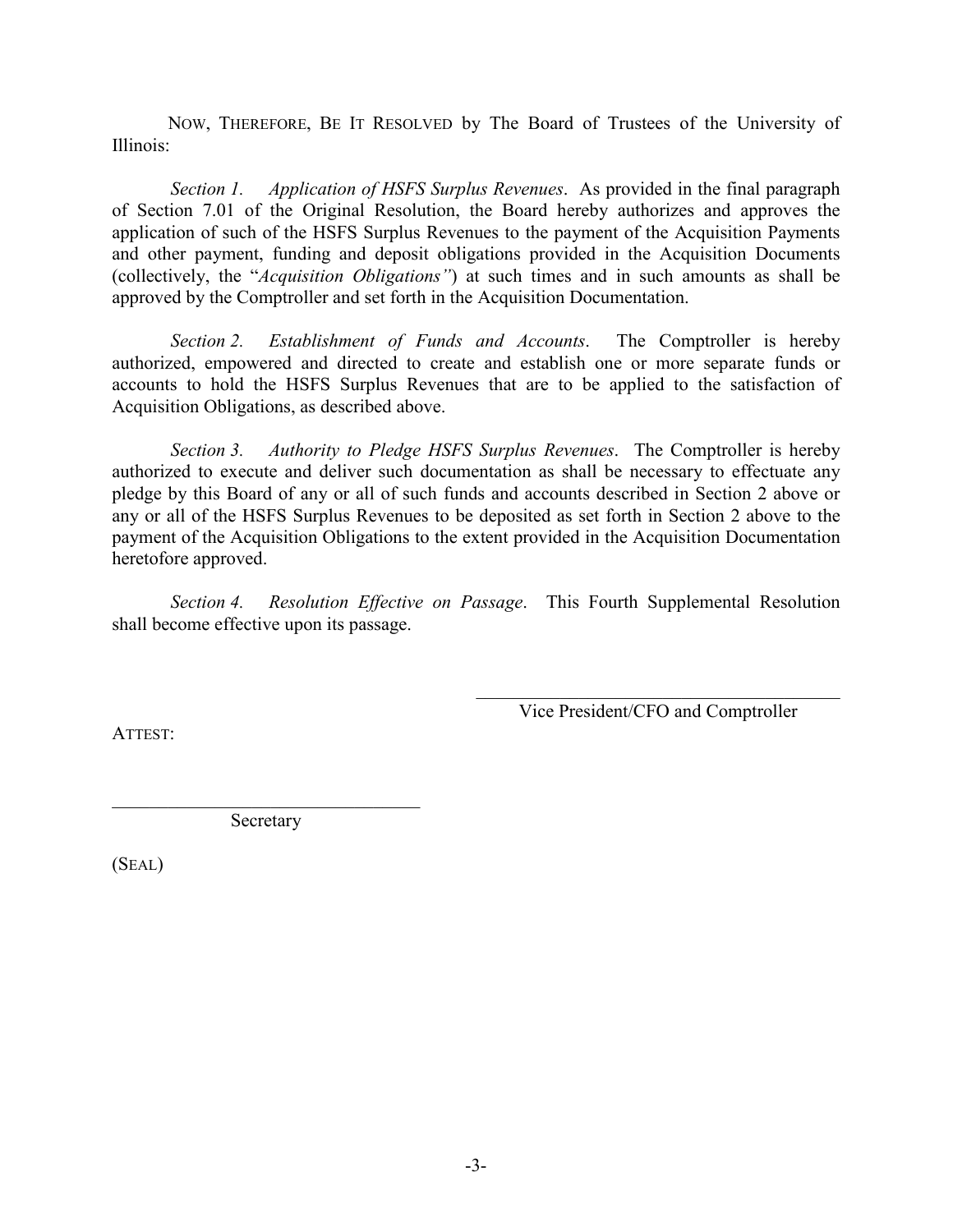NOW, THEREFORE, BE IT RESOLVED by The Board of Trustees of the University of Illinois:

*Section 1. Application of HSFS Surplus Revenues*. As provided in the final paragraph of Section 7.01 of the Original Resolution, the Board hereby authorizes and approves the application of such of the HSFS Surplus Revenues to the payment of the Acquisition Payments and other payment, funding and deposit obligations provided in the Acquisition Documents (collectively, the "*Acquisition Obligations"*) at such times and in such amounts as shall be approved by the Comptroller and set forth in the Acquisition Documentation.

*Section 2. Establishment of Funds and Accounts*. The Comptroller is hereby authorized, empowered and directed to create and establish one or more separate funds or accounts to hold the HSFS Surplus Revenues that are to be applied to the satisfaction of Acquisition Obligations, as described above.

*Section 3. Authority to Pledge HSFS Surplus Revenues*. The Comptroller is hereby authorized to execute and deliver such documentation as shall be necessary to effectuate any pledge by this Board of any or all of such funds and accounts described in Section 2 above or any or all of the HSFS Surplus Revenues to be deposited as set forth in Section 2 above to the payment of the Acquisition Obligations to the extent provided in the Acquisition Documentation heretofore approved.

*Section 4. Resolution Effective on Passage*. This Fourth Supplemental Resolution shall become effective upon its passage.

\_\_\_\_\_\_\_\_\_\_\_\_\_\_\_\_\_\_\_\_\_\_\_\_\_\_\_\_\_\_\_\_\_\_\_\_
Vice President/CFO and Comptroller

ATTEST:

\_\_\_\_\_\_\_\_\_\_\_\_\_\_\_\_\_\_\_\_\_\_\_\_\_\_\_\_\_\_\_\_\_\_\_\_
Secretary

(SEAL)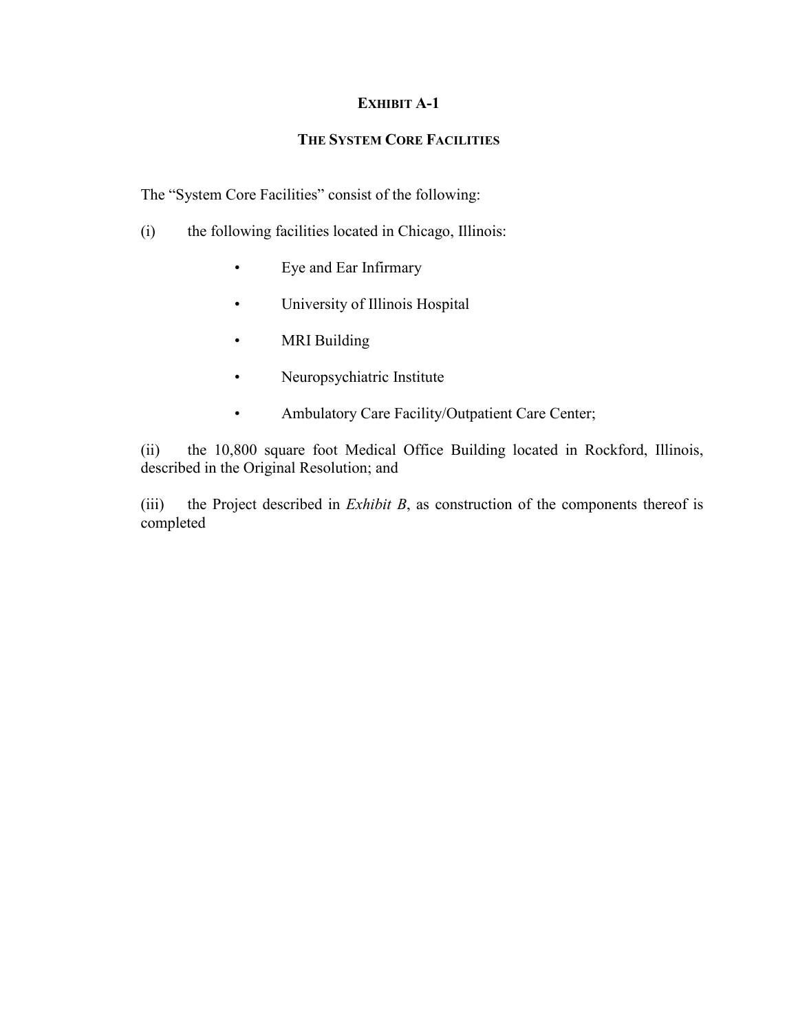# **EXHIBIT A-1**

## **THE SYSTEM CORE FACILITIES**

The "System Core Facilities" consist of the following:

(i) the following facilities located in Chicago, Illinois:

- Eye and Ear Infirmary
- University of Illinois Hospital
- MRI Building
- Neuropsychiatric Institute
- Ambulatory Care Facility/Outpatient Care Center;

(ii) the 10,800 square foot Medical Office Building located in Rockford, Illinois, described in the Original Resolution; and

(iii) the Project described in *Exhibit B*, as construction of the components thereof is completed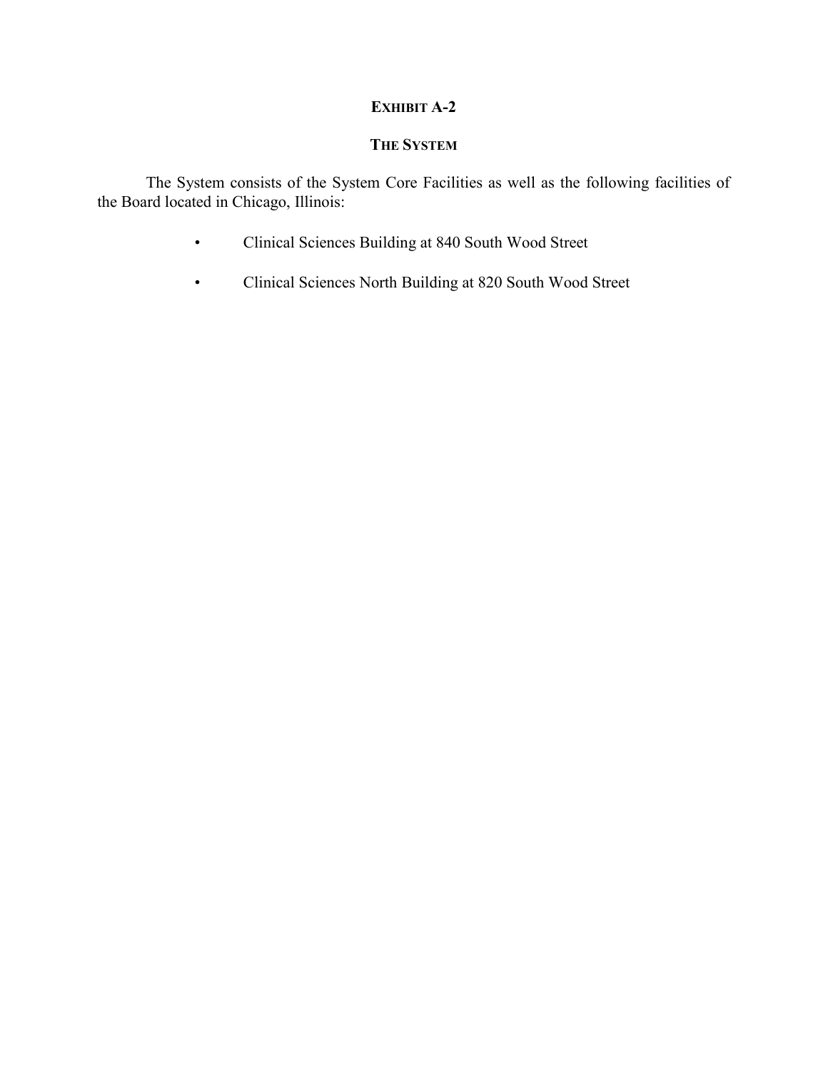## EXHIBIT A-2

## THE SYSTEM

The System consists of the System Core Facilities as well as the following facilities of the Board located in Chicago, Illinois:

- Clinical Sciences Building at 840 South Wood Street
- Clinical Sciences North Building at 820 South Wood Street